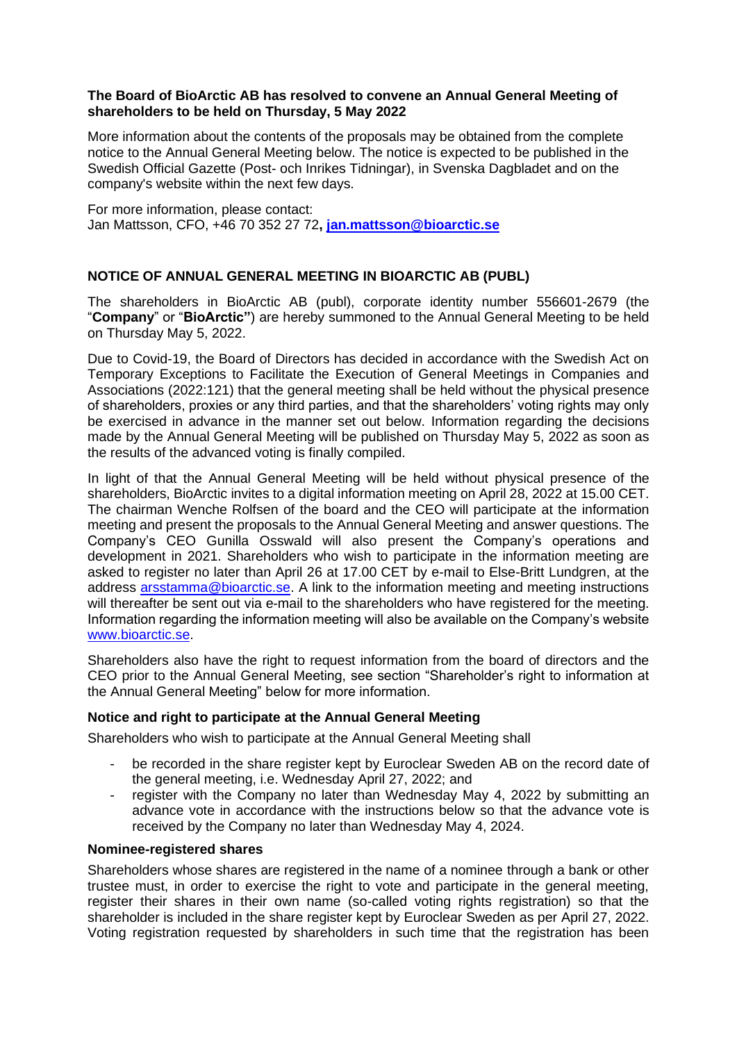**The Board of BioArctic AB has resolved to convene an Annual General Meeting of shareholders to be held on Thursday, 5 May 2022**

More information about the contents of the proposals may be obtained from the complete notice to the Annual General Meeting below. The notice is expected to be published in the Swedish Official Gazette (Post- och Inrikes Tidningar), in Svenska Dagbladet and on the company's website within the next few days.

For more information, please contact:
Jan Mattsson, CFO, +46 70 352 27 72**, jan.mattsson@bioarctic.se**

## NOTICE OF ANNUAL GENERAL MEETING IN BIOARCTIC AB (PUBL)

The shareholders in BioArctic AB (publ), corporate identity number 556601-2679 (the "**Company**" or "**BioArctic"**) are hereby summoned to the Annual General Meeting to be held on Thursday May 5, 2022.

Due to Covid-19, the Board of Directors has decided in accordance with the Swedish Act on Temporary Exceptions to Facilitate the Execution of General Meetings in Companies and Associations (2022:121) that the general meeting shall be held without the physical presence of shareholders, proxies or any third parties, and that the shareholders' voting rights may only be exercised in advance in the manner set out below. Information regarding the decisions made by the Annual General Meeting will be published on Thursday May 5, 2022 as soon as the results of the advanced voting is finally compiled.

In light of that the Annual General Meeting will be held without physical presence of the shareholders, BioArctic invites to a digital information meeting on April 28, 2022 at 15.00 CET. The chairman Wenche Rolfsen of the board and the CEO will participate at the information meeting and present the proposals to the Annual General Meeting and answer questions. The Company's CEO Gunilla Osswald will also present the Company's operations and development in 2021. Shareholders who wish to participate in the information meeting are asked to register no later than April 26 at 17.00 CET by e-mail to Else-Britt Lundgren, at the address arsstamma@bioarctic.se. A link to the information meeting and meeting instructions will thereafter be sent out via e-mail to the shareholders who have registered for the meeting. Information regarding the information meeting will also be available on the Company's website www.bioarctic.se.

Shareholders also have the right to request information from the board of directors and the CEO prior to the Annual General Meeting, see section "Shareholder's right to information at the Annual General Meeting" below for more information.

### Notice and right to participate at the Annual General Meeting

Shareholders who wish to participate at the Annual General Meeting shall

- be recorded in the share register kept by Euroclear Sweden AB on the record date of the general meeting, i.e. Wednesday April 27, 2022; and
- register with the Company no later than Wednesday May 4, 2022 by submitting an advance vote in accordance with the instructions below so that the advance vote is received by the Company no later than Wednesday May 4, 2024.

### Nominee-registered shares

Shareholders whose shares are registered in the name of a nominee through a bank or other trustee must, in order to exercise the right to vote and participate in the general meeting, register their shares in their own name (so-called voting rights registration) so that the shareholder is included in the share register kept by Euroclear Sweden as per April 27, 2022. Voting registration requested by shareholders in such time that the registration has been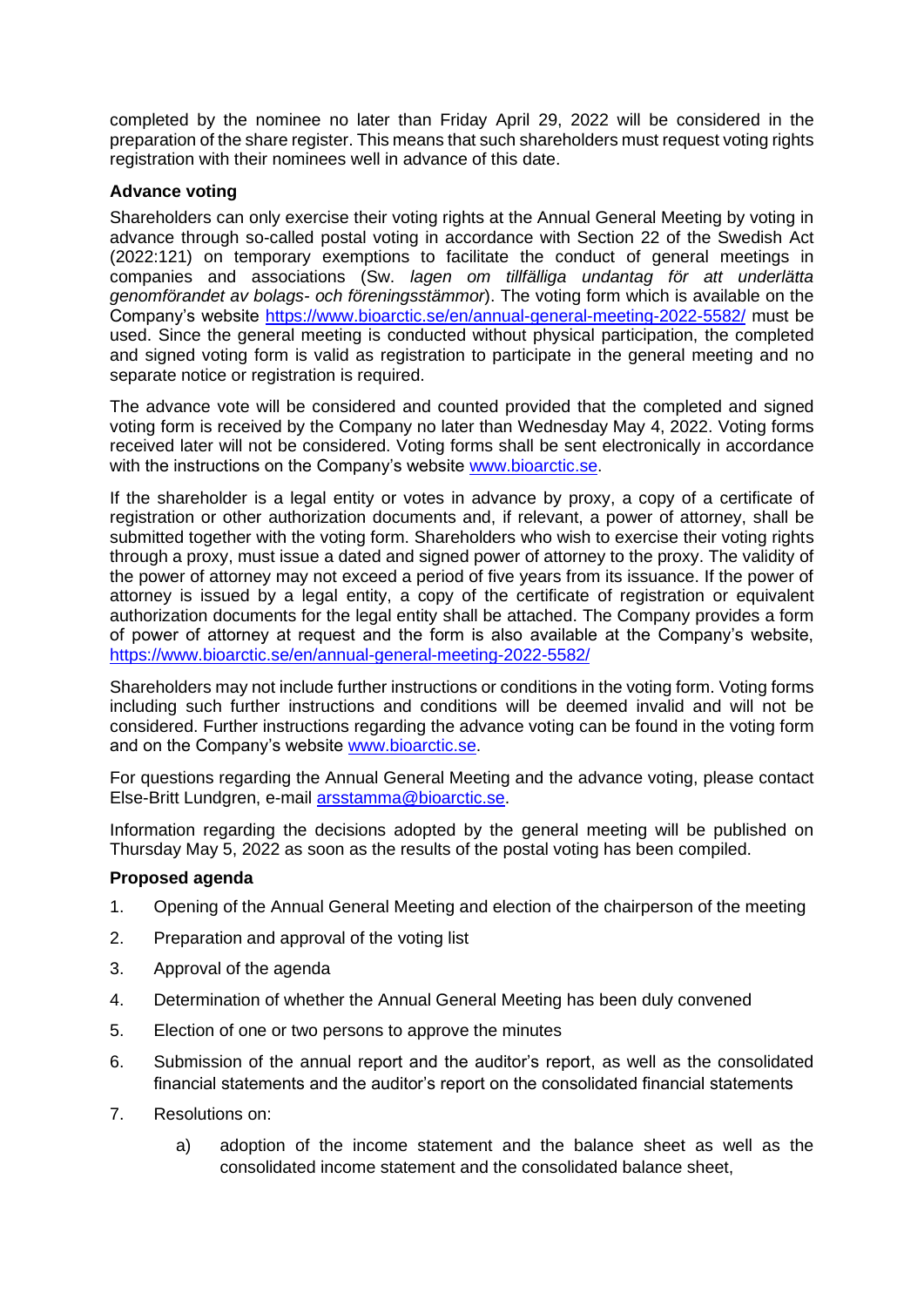completed by the nominee no later than Friday April 29, 2022 will be considered in the preparation of the share register. This means that such shareholders must request voting rights registration with their nominees well in advance of this date.

**Advance voting**

Shareholders can only exercise their voting rights at the Annual General Meeting by voting in advance through so-called postal voting in accordance with Section 22 of the Swedish Act (2022:121) on temporary exemptions to facilitate the conduct of general meetings in companies and associations (Sw. *lagen om tillfälliga undantag för att underlätta genomförandet av bolags- och föreningsstämmor*). The voting form which is available on the Company's website https://www.bioarctic.se/en/annual-general-meeting-2022-5582/ must be used. Since the general meeting is conducted without physical participation, the completed and signed voting form is valid as registration to participate in the general meeting and no separate notice or registration is required.

The advance vote will be considered and counted provided that the completed and signed voting form is received by the Company no later than Wednesday May 4, 2022. Voting forms received later will not be considered. Voting forms shall be sent electronically in accordance with the instructions on the Company's website www.bioarctic.se.

If the shareholder is a legal entity or votes in advance by proxy, a copy of a certificate of registration or other authorization documents and, if relevant, a power of attorney, shall be submitted together with the voting form. Shareholders who wish to exercise their voting rights through a proxy, must issue a dated and signed power of attorney to the proxy. The validity of the power of attorney may not exceed a period of five years from its issuance. If the power of attorney is issued by a legal entity, a copy of the certificate of registration or equivalent authorization documents for the legal entity shall be attached. The Company provides a form of power of attorney at request and the form is also available at the Company's website, https://www.bioarctic.se/en/annual-general-meeting-2022-5582/

Shareholders may not include further instructions or conditions in the voting form. Voting forms including such further instructions and conditions will be deemed invalid and will not be considered. Further instructions regarding the advance voting can be found in the voting form and on the Company's website www.bioarctic.se.

For questions regarding the Annual General Meeting and the advance voting, please contact Else-Britt Lundgren, e-mail arsstamma@bioarctic.se.

Information regarding the decisions adopted by the general meeting will be published on Thursday May 5, 2022 as soon as the results of the postal voting has been compiled.

**Proposed agenda**

1. Opening of the Annual General Meeting and election of the chairperson of the meeting
2. Preparation and approval of the voting list
3. Approval of the agenda
4. Determination of whether the Annual General Meeting has been duly convened
5. Election of one or two persons to approve the minutes
6. Submission of the annual report and the auditor's report, as well as the consolidated financial statements and the auditor's report on the consolidated financial statements
7. Resolutions on:
    a) adoption of the income statement and the balance sheet as well as the consolidated income statement and the consolidated balance sheet,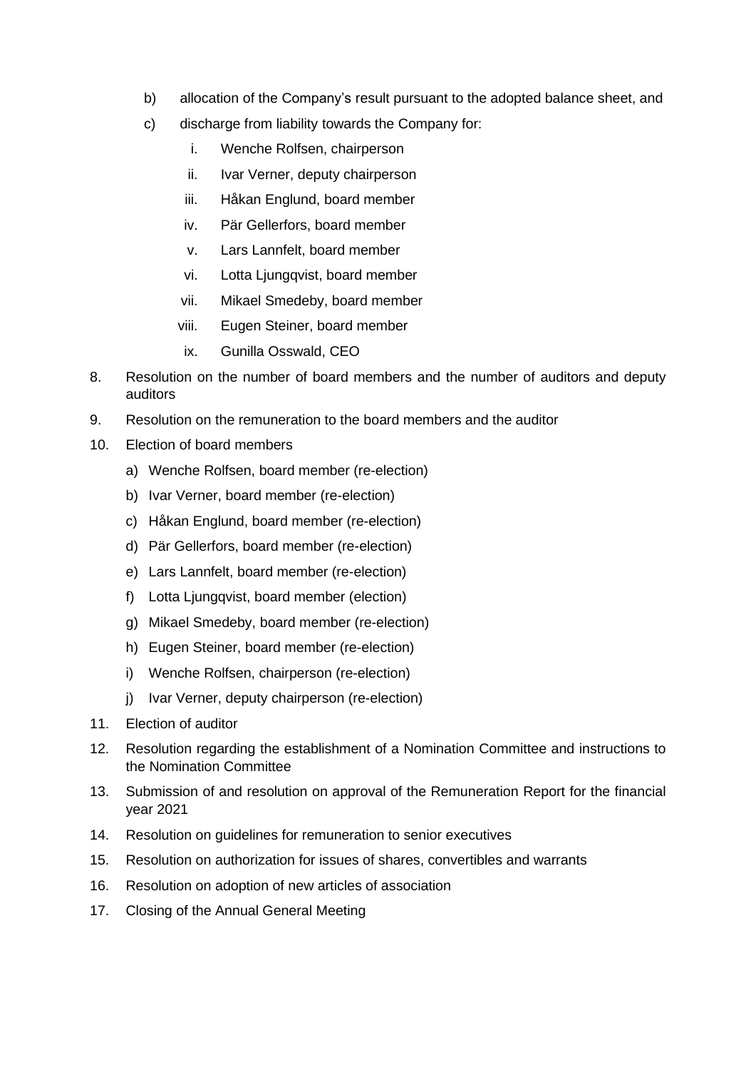b) allocation of the Company's result pursuant to the adopted balance sheet, and

c) discharge from liability towards the Company for:

   i. Wenche Rolfsen, chairperson
   ii. Ivar Verner, deputy chairperson
   iii. Håkan Englund, board member
   iv. Pär Gellerfors, board member
   v. Lars Lannfelt, board member
   vi. Lotta Ljungqvist, board member
   vii. Mikael Smedeby, board member
   viii. Eugen Steiner, board member
   ix. Gunilla Osswald, CEO

8. Resolution on the number of board members and the number of auditors and deputy auditors

9. Resolution on the remuneration to the board members and the auditor

10. Election of board members

    a) Wenche Rolfsen, board member (re-election)
    b) Ivar Verner, board member (re-election)
    c) Håkan Englund, board member (re-election)
    d) Pär Gellerfors, board member (re-election)
    e) Lars Lannfelt, board member (re-election)
    f) Lotta Ljungqvist, board member (election)
    g) Mikael Smedeby, board member (re-election)
    h) Eugen Steiner, board member (re-election)
    i) Wenche Rolfsen, chairperson (re-election)
    j) Ivar Verner, deputy chairperson (re-election)

11. Election of auditor

12. Resolution regarding the establishment of a Nomination Committee and instructions to the Nomination Committee

13. Submission of and resolution on approval of the Remuneration Report for the financial year 2021

14. Resolution on guidelines for remuneration to senior executives

15. Resolution on authorization for issues of shares, convertibles and warrants

16. Resolution on adoption of new articles of association

17. Closing of the Annual General Meeting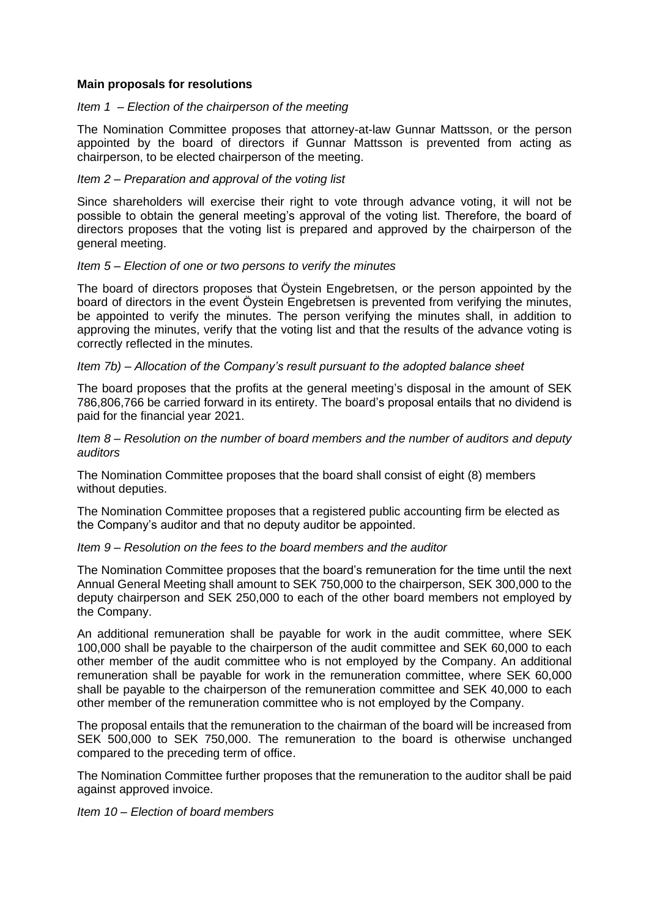**Main proposals for resolutions**

*Item 1 – Election of the chairperson of the meeting*

The Nomination Committee proposes that attorney-at-law Gunnar Mattsson, or the person appointed by the board of directors if Gunnar Mattsson is prevented from acting as chairperson, to be elected chairperson of the meeting.

*Item 2 – Preparation and approval of the voting list*

Since shareholders will exercise their right to vote through advance voting, it will not be possible to obtain the general meeting's approval of the voting list. Therefore, the board of directors proposes that the voting list is prepared and approved by the chairperson of the general meeting.

*Item 5 – Election of one or two persons to verify the minutes*

The board of directors proposes that Öystein Engebretsen, or the person appointed by the board of directors in the event Öystein Engebretsen is prevented from verifying the minutes, be appointed to verify the minutes. The person verifying the minutes shall, in addition to approving the minutes, verify that the voting list and that the results of the advance voting is correctly reflected in the minutes.

*Item 7b) – Allocation of the Company's result pursuant to the adopted balance sheet*

The board proposes that the profits at the general meeting's disposal in the amount of SEK 786,806,766 be carried forward in its entirety. The board's proposal entails that no dividend is paid for the financial year 2021.

*Item 8 – Resolution on the number of board members and the number of auditors and deputy auditors*

The Nomination Committee proposes that the board shall consist of eight (8) members without deputies.

The Nomination Committee proposes that a registered public accounting firm be elected as the Company's auditor and that no deputy auditor be appointed.

*Item 9 – Resolution on the fees to the board members and the auditor*

The Nomination Committee proposes that the board's remuneration for the time until the next Annual General Meeting shall amount to SEK 750,000 to the chairperson, SEK 300,000 to the deputy chairperson and SEK 250,000 to each of the other board members not employed by the Company.

An additional remuneration shall be payable for work in the audit committee, where SEK 100,000 shall be payable to the chairperson of the audit committee and SEK 60,000 to each other member of the audit committee who is not employed by the Company. An additional remuneration shall be payable for work in the remuneration committee, where SEK 60,000 shall be payable to the chairperson of the remuneration committee and SEK 40,000 to each other member of the remuneration committee who is not employed by the Company.

The proposal entails that the remuneration to the chairman of the board will be increased from SEK 500,000 to SEK 750,000. The remuneration to the board is otherwise unchanged compared to the preceding term of office.

The Nomination Committee further proposes that the remuneration to the auditor shall be paid against approved invoice.

*Item 10 – Election of board members*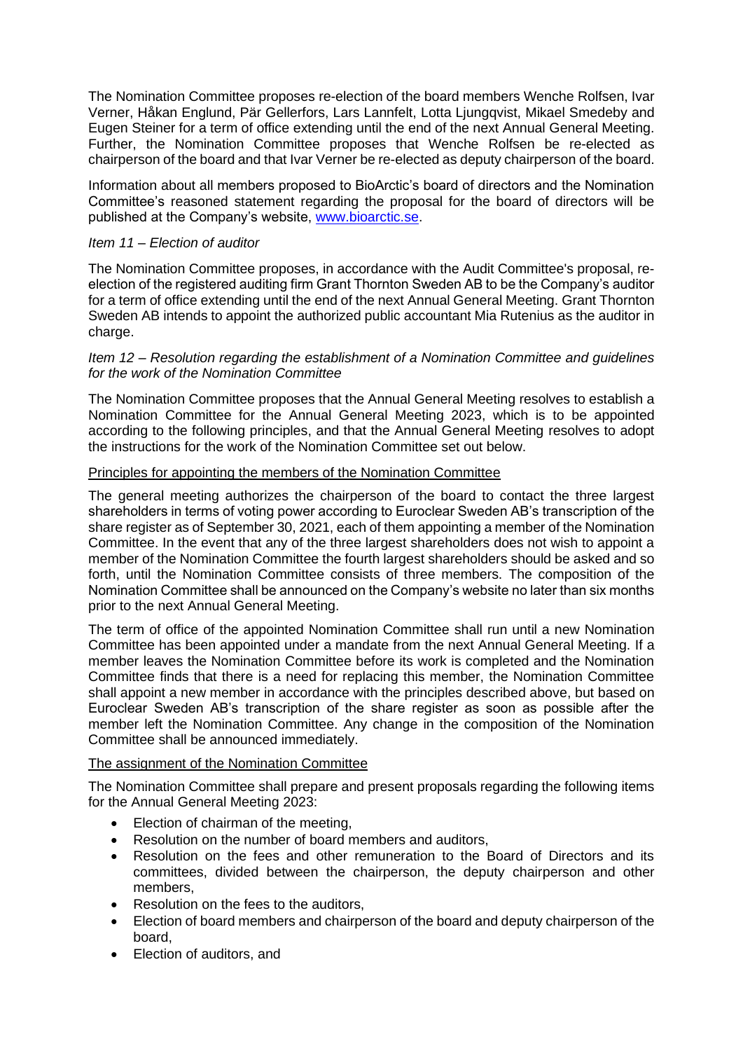The Nomination Committee proposes re-election of the board members Wenche Rolfsen, Ivar Verner, Håkan Englund, Pär Gellerfors, Lars Lannfelt, Lotta Ljungqvist, Mikael Smedeby and Eugen Steiner for a term of office extending until the end of the next Annual General Meeting. Further, the Nomination Committee proposes that Wenche Rolfsen be re-elected as chairperson of the board and that Ivar Verner be re-elected as deputy chairperson of the board.

Information about all members proposed to BioArctic's board of directors and the Nomination Committee's reasoned statement regarding the proposal for the board of directors will be published at the Company's website, [www.bioarctic.se](www.bioarctic.se).

*Item 11 – Election of auditor*

The Nomination Committee proposes, in accordance with the Audit Committee's proposal, re-election of the registered auditing firm Grant Thornton Sweden AB to be the Company's auditor for a term of office extending until the end of the next Annual General Meeting. Grant Thornton Sweden AB intends to appoint the authorized public accountant Mia Rutenius as the auditor in charge.

*Item 12 – Resolution regarding the establishment of a Nomination Committee and guidelines for the work of the Nomination Committee*

The Nomination Committee proposes that the Annual General Meeting resolves to establish a Nomination Committee for the Annual General Meeting 2023, which is to be appointed according to the following principles, and that the Annual General Meeting resolves to adopt the instructions for the work of the Nomination Committee set out below.

Principles for appointing the members of the Nomination Committee

The general meeting authorizes the chairperson of the board to contact the three largest shareholders in terms of voting power according to Euroclear Sweden AB's transcription of the share register as of September 30, 2021, each of them appointing a member of the Nomination Committee. In the event that any of the three largest shareholders does not wish to appoint a member of the Nomination Committee the fourth largest shareholders should be asked and so forth, until the Nomination Committee consists of three members. The composition of the Nomination Committee shall be announced on the Company's website no later than six months prior to the next Annual General Meeting.

The term of office of the appointed Nomination Committee shall run until a new Nomination Committee has been appointed under a mandate from the next Annual General Meeting. If a member leaves the Nomination Committee before its work is completed and the Nomination Committee finds that there is a need for replacing this member, the Nomination Committee shall appoint a new member in accordance with the principles described above, but based on Euroclear Sweden AB's transcription of the share register as soon as possible after the member left the Nomination Committee. Any change in the composition of the Nomination Committee shall be announced immediately.

The assignment of the Nomination Committee

The Nomination Committee shall prepare and present proposals regarding the following items for the Annual General Meeting 2023:

- Election of chairman of the meeting,
- Resolution on the number of board members and auditors,
- Resolution on the fees and other remuneration to the Board of Directors and its committees, divided between the chairperson, the deputy chairperson and other members,
- Resolution on the fees to the auditors,
- Election of board members and chairperson of the board and deputy chairperson of the board,
- Election of auditors, and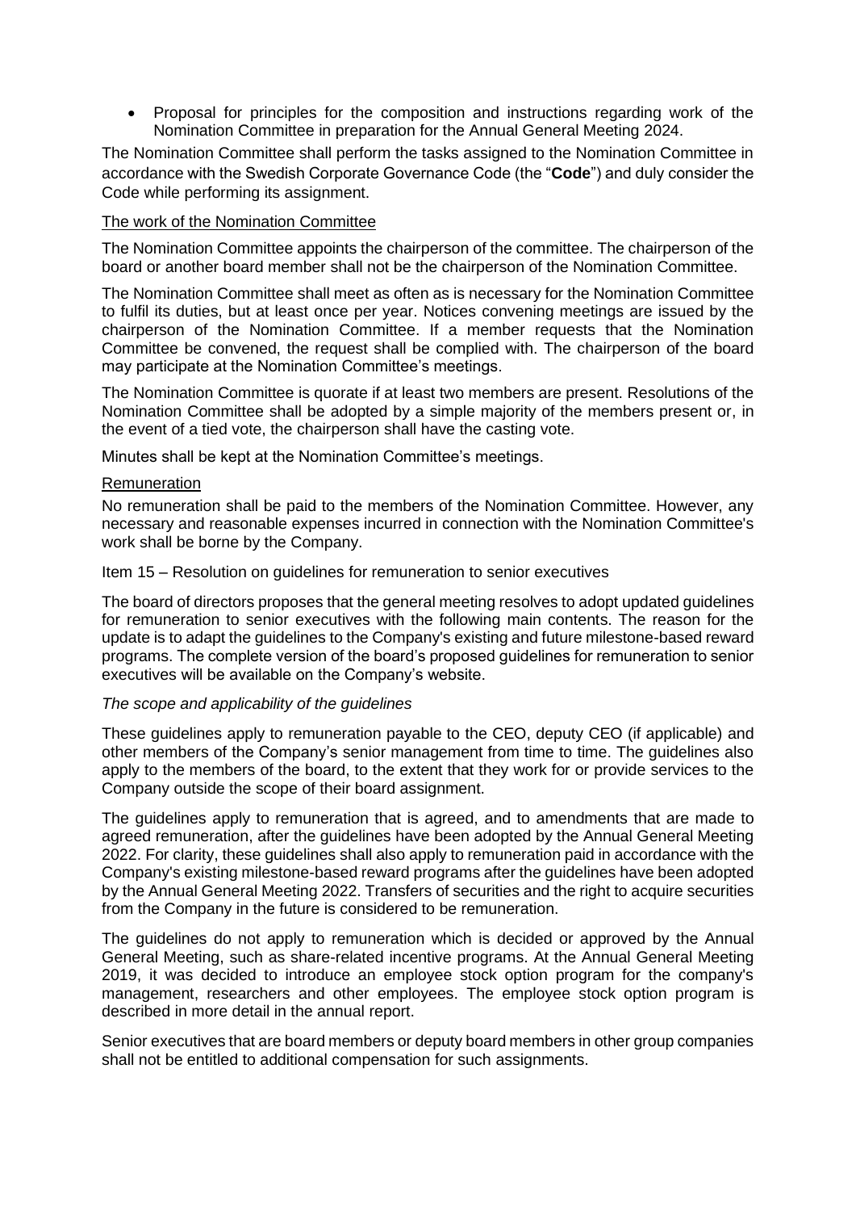- Proposal for principles for the composition and instructions regarding work of the Nomination Committee in preparation for the Annual General Meeting 2024.

The Nomination Committee shall perform the tasks assigned to the Nomination Committee in accordance with the Swedish Corporate Governance Code (the "**Code**") and duly consider the Code while performing its assignment.

The work of the Nomination Committee

The Nomination Committee appoints the chairperson of the committee. The chairperson of the board or another board member shall not be the chairperson of the Nomination Committee.

The Nomination Committee shall meet as often as is necessary for the Nomination Committee to fulfil its duties, but at least once per year. Notices convening meetings are issued by the chairperson of the Nomination Committee. If a member requests that the Nomination Committee be convened, the request shall be complied with. The chairperson of the board may participate at the Nomination Committee's meetings.

The Nomination Committee is quorate if at least two members are present. Resolutions of the Nomination Committee shall be adopted by a simple majority of the members present or, in the event of a tied vote, the chairperson shall have the casting vote.

Minutes shall be kept at the Nomination Committee's meetings.

Remuneration

No remuneration shall be paid to the members of the Nomination Committee. However, any necessary and reasonable expenses incurred in connection with the Nomination Committee's work shall be borne by the Company.

Item 15 – Resolution on guidelines for remuneration to senior executives

The board of directors proposes that the general meeting resolves to adopt updated guidelines for remuneration to senior executives with the following main contents. The reason for the update is to adapt the guidelines to the Company's existing and future milestone-based reward programs. The complete version of the board's proposed guidelines for remuneration to senior executives will be available on the Company's website.

*The scope and applicability of the guidelines*

These guidelines apply to remuneration payable to the CEO, deputy CEO (if applicable) and other members of the Company's senior management from time to time. The guidelines also apply to the members of the board, to the extent that they work for or provide services to the Company outside the scope of their board assignment.

The guidelines apply to remuneration that is agreed, and to amendments that are made to agreed remuneration, after the guidelines have been adopted by the Annual General Meeting 2022. For clarity, these guidelines shall also apply to remuneration paid in accordance with the Company's existing milestone-based reward programs after the guidelines have been adopted by the Annual General Meeting 2022. Transfers of securities and the right to acquire securities from the Company in the future is considered to be remuneration.

The guidelines do not apply to remuneration which is decided or approved by the Annual General Meeting, such as share-related incentive programs. At the Annual General Meeting 2019, it was decided to introduce an employee stock option program for the company's management, researchers and other employees. The employee stock option program is described in more detail in the annual report.

Senior executives that are board members or deputy board members in other group companies shall not be entitled to additional compensation for such assignments.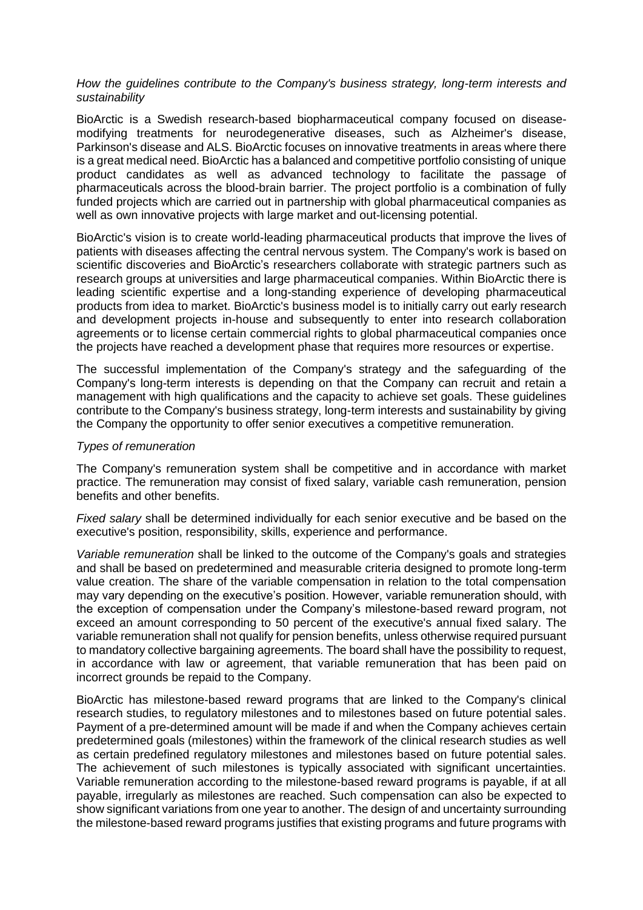*How the guidelines contribute to the Company's business strategy, long-term interests and sustainability*

BioArctic is a Swedish research-based biopharmaceutical company focused on disease-modifying treatments for neurodegenerative diseases, such as Alzheimer's disease, Parkinson's disease and ALS. BioArctic focuses on innovative treatments in areas where there is a great medical need. BioArctic has a balanced and competitive portfolio consisting of unique product candidates as well as advanced technology to facilitate the passage of pharmaceuticals across the blood-brain barrier. The project portfolio is a combination of fully funded projects which are carried out in partnership with global pharmaceutical companies as well as own innovative projects with large market and out-licensing potential.

BioArctic's vision is to create world-leading pharmaceutical products that improve the lives of patients with diseases affecting the central nervous system. The Company's work is based on scientific discoveries and BioArctic's researchers collaborate with strategic partners such as research groups at universities and large pharmaceutical companies. Within BioArctic there is leading scientific expertise and a long-standing experience of developing pharmaceutical products from idea to market. BioArctic's business model is to initially carry out early research and development projects in-house and subsequently to enter into research collaboration agreements or to license certain commercial rights to global pharmaceutical companies once the projects have reached a development phase that requires more resources or expertise.

The successful implementation of the Company's strategy and the safeguarding of the Company's long-term interests is depending on that the Company can recruit and retain a management with high qualifications and the capacity to achieve set goals. These guidelines contribute to the Company's business strategy, long-term interests and sustainability by giving the Company the opportunity to offer senior executives a competitive remuneration.

*Types of remuneration*

The Company's remuneration system shall be competitive and in accordance with market practice. The remuneration may consist of fixed salary, variable cash remuneration, pension benefits and other benefits.

*Fixed salary* shall be determined individually for each senior executive and be based on the executive's position, responsibility, skills, experience and performance.

*Variable remuneration* shall be linked to the outcome of the Company's goals and strategies and shall be based on predetermined and measurable criteria designed to promote long-term value creation. The share of the variable compensation in relation to the total compensation may vary depending on the executive's position. However, variable remuneration should, with the exception of compensation under the Company's milestone-based reward program, not exceed an amount corresponding to 50 percent of the executive's annual fixed salary. The variable remuneration shall not qualify for pension benefits, unless otherwise required pursuant to mandatory collective bargaining agreements. The board shall have the possibility to request, in accordance with law or agreement, that variable remuneration that has been paid on incorrect grounds be repaid to the Company.

BioArctic has milestone-based reward programs that are linked to the Company's clinical research studies, to regulatory milestones and to milestones based on future potential sales. Payment of a pre-determined amount will be made if and when the Company achieves certain predetermined goals (milestones) within the framework of the clinical research studies as well as certain predefined regulatory milestones and milestones based on future potential sales. The achievement of such milestones is typically associated with significant uncertainties. Variable remuneration according to the milestone-based reward programs is payable, if at all payable, irregularly as milestones are reached. Such compensation can also be expected to show significant variations from one year to another. The design of and uncertainty surrounding the milestone-based reward programs justifies that existing programs and future programs with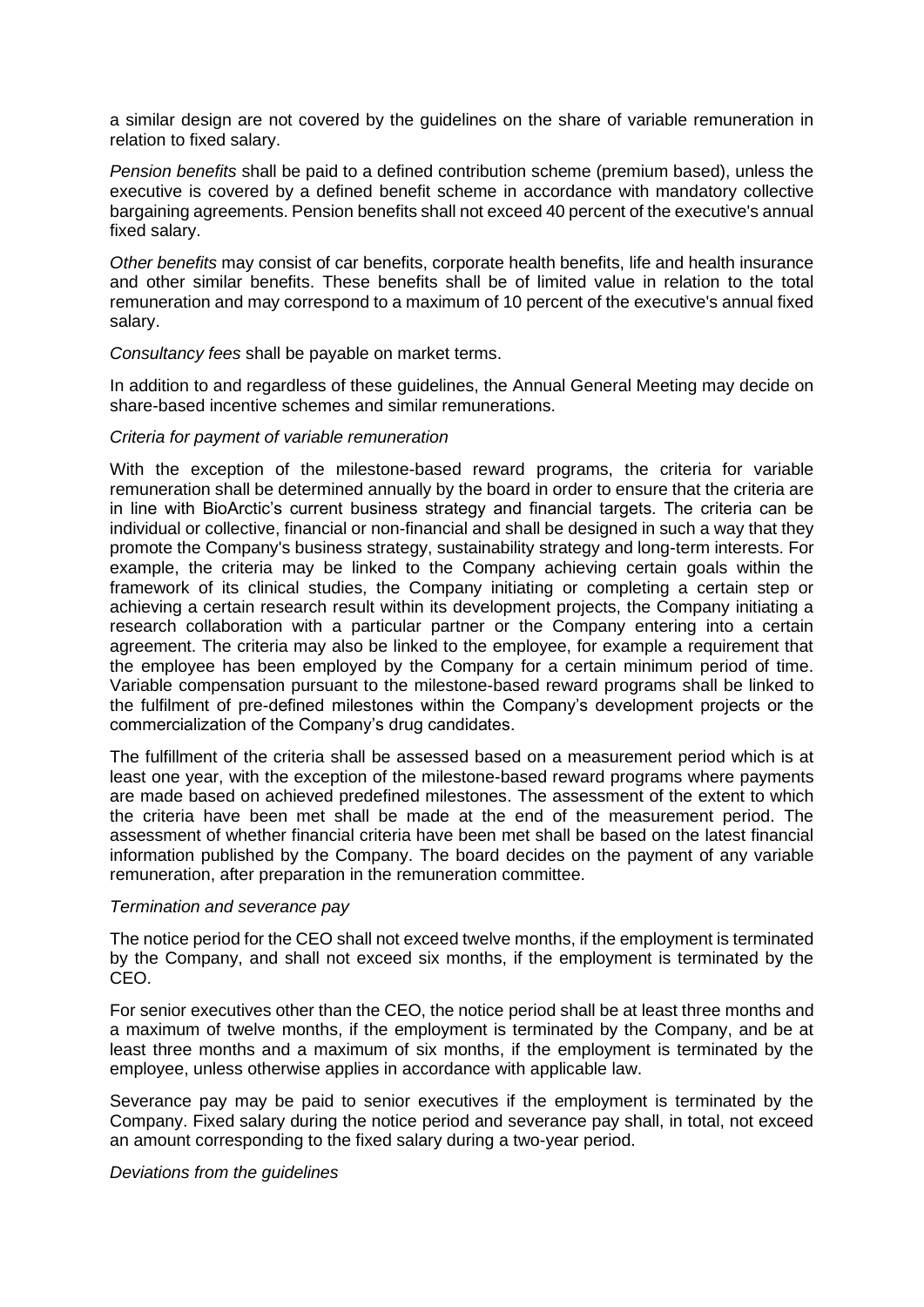a similar design are not covered by the guidelines on the share of variable remuneration in relation to fixed salary.

*Pension benefits* shall be paid to a defined contribution scheme (premium based), unless the executive is covered by a defined benefit scheme in accordance with mandatory collective bargaining agreements. Pension benefits shall not exceed 40 percent of the executive's annual fixed salary.

*Other benefits* may consist of car benefits, corporate health benefits, life and health insurance and other similar benefits. These benefits shall be of limited value in relation to the total remuneration and may correspond to a maximum of 10 percent of the executive's annual fixed salary.

*Consultancy fees* shall be payable on market terms.

In addition to and regardless of these guidelines, the Annual General Meeting may decide on share-based incentive schemes and similar remunerations.

*Criteria for payment of variable remuneration*

With the exception of the milestone-based reward programs, the criteria for variable remuneration shall be determined annually by the board in order to ensure that the criteria are in line with BioArctic's current business strategy and financial targets. The criteria can be individual or collective, financial or non-financial and shall be designed in such a way that they promote the Company's business strategy, sustainability strategy and long-term interests. For example, the criteria may be linked to the Company achieving certain goals within the framework of its clinical studies, the Company initiating or completing a certain step or achieving a certain research result within its development projects, the Company initiating a research collaboration with a particular partner or the Company entering into a certain agreement. The criteria may also be linked to the employee, for example a requirement that the employee has been employed by the Company for a certain minimum period of time. Variable compensation pursuant to the milestone-based reward programs shall be linked to the fulfilment of pre-defined milestones within the Company's development projects or the commercialization of the Company's drug candidates.

The fulfillment of the criteria shall be assessed based on a measurement period which is at least one year, with the exception of the milestone-based reward programs where payments are made based on achieved predefined milestones. The assessment of the extent to which the criteria have been met shall be made at the end of the measurement period. The assessment of whether financial criteria have been met shall be based on the latest financial information published by the Company. The board decides on the payment of any variable remuneration, after preparation in the remuneration committee.

*Termination and severance pay*

The notice period for the CEO shall not exceed twelve months, if the employment is terminated by the Company, and shall not exceed six months, if the employment is terminated by the CEO.

For senior executives other than the CEO, the notice period shall be at least three months and a maximum of twelve months, if the employment is terminated by the Company, and be at least three months and a maximum of six months, if the employment is terminated by the employee, unless otherwise applies in accordance with applicable law.

Severance pay may be paid to senior executives if the employment is terminated by the Company. Fixed salary during the notice period and severance pay shall, in total, not exceed an amount corresponding to the fixed salary during a two-year period.

*Deviations from the guidelines*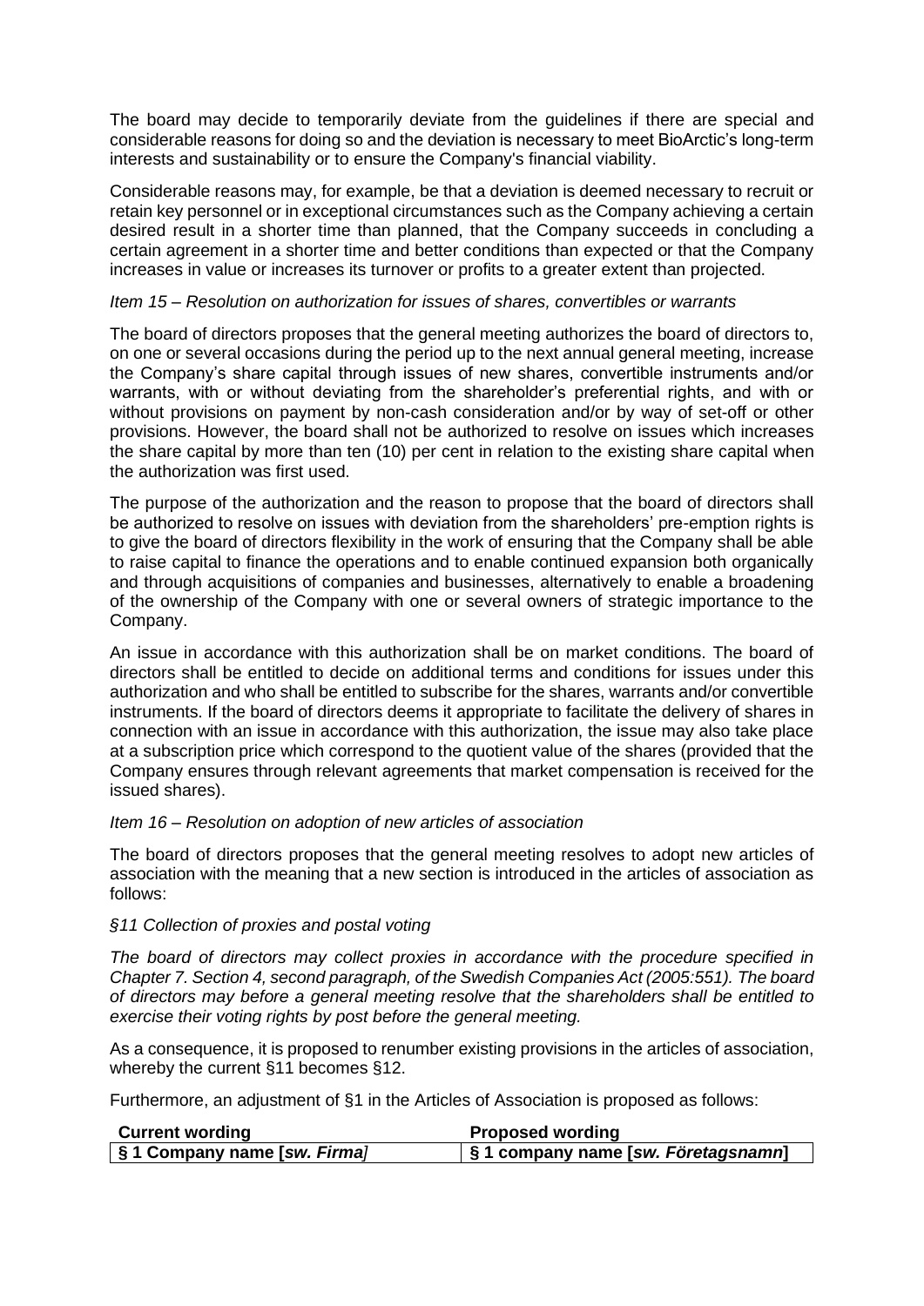The board may decide to temporarily deviate from the guidelines if there are special and considerable reasons for doing so and the deviation is necessary to meet BioArctic's long-term interests and sustainability or to ensure the Company's financial viability.

Considerable reasons may, for example, be that a deviation is deemed necessary to recruit or retain key personnel or in exceptional circumstances such as the Company achieving a certain desired result in a shorter time than planned, that the Company succeeds in concluding a certain agreement in a shorter time and better conditions than expected or that the Company increases in value or increases its turnover or profits to a greater extent than projected.

*Item 15 – Resolution on authorization for issues of shares, convertibles or warrants*

The board of directors proposes that the general meeting authorizes the board of directors to, on one or several occasions during the period up to the next annual general meeting, increase the Company's share capital through issues of new shares, convertible instruments and/or warrants, with or without deviating from the shareholder's preferential rights, and with or without provisions on payment by non-cash consideration and/or by way of set-off or other provisions. However, the board shall not be authorized to resolve on issues which increases the share capital by more than ten (10) per cent in relation to the existing share capital when the authorization was first used.

The purpose of the authorization and the reason to propose that the board of directors shall be authorized to resolve on issues with deviation from the shareholders' pre-emption rights is to give the board of directors flexibility in the work of ensuring that the Company shall be able to raise capital to finance the operations and to enable continued expansion both organically and through acquisitions of companies and businesses, alternatively to enable a broadening of the ownership of the Company with one or several owners of strategic importance to the Company.

An issue in accordance with this authorization shall be on market conditions. The board of directors shall be entitled to decide on additional terms and conditions for issues under this authorization and who shall be entitled to subscribe for the shares, warrants and/or convertible instruments. If the board of directors deems it appropriate to facilitate the delivery of shares in connection with an issue in accordance with this authorization, the issue may also take place at a subscription price which correspond to the quotient value of the shares (provided that the Company ensures through relevant agreements that market compensation is received for the issued shares).

*Item 16 – Resolution on adoption of new articles of association*

The board of directors proposes that the general meeting resolves to adopt new articles of association with the meaning that a new section is introduced in the articles of association as follows:

*§11 Collection of proxies and postal voting*

*The board of directors may collect proxies in accordance with the procedure specified in Chapter 7. Section 4, second paragraph, of the Swedish Companies Act (2005:551). The board of directors may before a general meeting resolve that the shareholders shall be entitled to exercise their voting rights by post before the general meeting.*

As a consequence, it is proposed to renumber existing provisions in the articles of association, whereby the current §11 becomes §12.

Furthermore, an adjustment of §1 in the Articles of Association is proposed as follows:

| Current wording | Proposed wording |
|---|---|
| **§ 1 Company name [*sw. Firma*]** | **§ 1 company name [*sw. Företagsnamn*]** |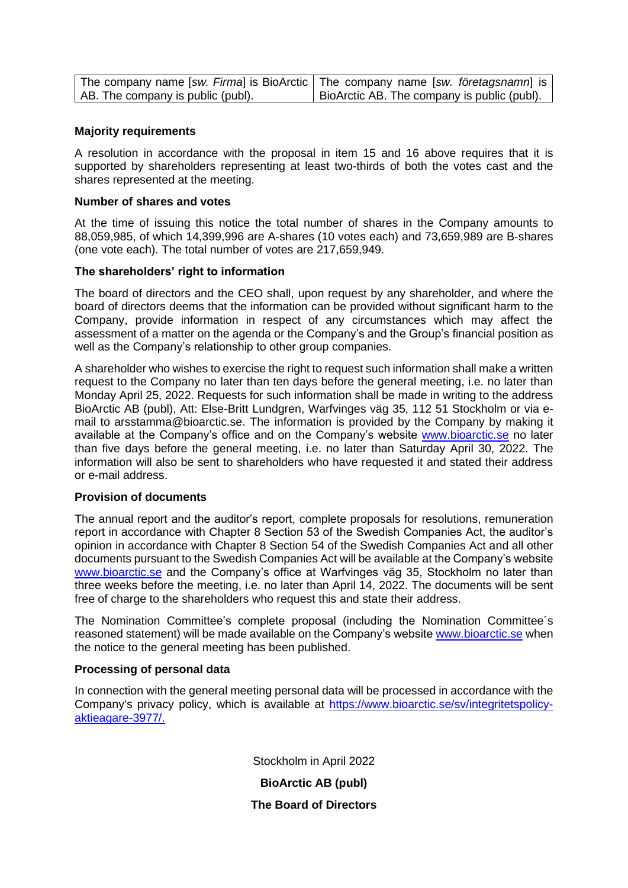| The company name [*sw. Firma*] is BioArctic AB. The company is public (publ). | The company name [*sw. företagsnamn*] is BioArctic AB. The company is public (publ). |
|---|---|

**Majority requirements**

A resolution in accordance with the proposal in item 15 and 16 above requires that it is supported by shareholders representing at least two-thirds of both the votes cast and the shares represented at the meeting.

**Number of shares and votes**

At the time of issuing this notice the total number of shares in the Company amounts to 88,059,985, of which 14,399,996 are A-shares (10 votes each) and 73,659,989 are B-shares (one vote each). The total number of votes are 217,659,949.

**The shareholders' right to information**

The board of directors and the CEO shall, upon request by any shareholder, and where the board of directors deems that the information can be provided without significant harm to the Company, provide information in respect of any circumstances which may affect the assessment of a matter on the agenda or the Company's and the Group's financial position as well as the Company's relationship to other group companies.

A shareholder who wishes to exercise the right to request such information shall make a written request to the Company no later than ten days before the general meeting, i.e. no later than Monday April 25, 2022. Requests for such information shall be made in writing to the address BioArctic AB (publ), Att: Else-Britt Lundgren, Warfvinges väg 35, 112 51 Stockholm or via e-mail to arsstamma@bioarctic.se. The information is provided by the Company by making it available at the Company's office and on the Company's website [www.bioarctic.se](http://www.bioarctic.se) no later than five days before the general meeting, i.e. no later than Saturday April 30, 2022. The information will also be sent to shareholders who have requested it and stated their address or e-mail address.

**Provision of documents**

The annual report and the auditor's report, complete proposals for resolutions, remuneration report in accordance with Chapter 8 Section 53 of the Swedish Companies Act, the auditor's opinion in accordance with Chapter 8 Section 54 of the Swedish Companies Act and all other documents pursuant to the Swedish Companies Act will be available at the Company's website [www.bioarctic.se](http://www.bioarctic.se) and the Company's office at Warfvinges väg 35, Stockholm no later than three weeks before the meeting, i.e. no later than April 14, 2022. The documents will be sent free of charge to the shareholders who request this and state their address.

The Nomination Committee's complete proposal (including the Nomination Committee´s reasoned statement) will be made available on the Company's website [www.bioarctic.se](http://www.bioarctic.se) when the notice to the general meeting has been published.

**Processing of personal data**

In connection with the general meeting personal data will be processed in accordance with the Company's privacy policy, which is available at [https://www.bioarctic.se/sv/integritetspolicy-aktieagare-3977/.](https://www.bioarctic.se/sv/integritetspolicy-aktieagare-3977/)

Stockholm in April 2022

**BioArctic AB (publ)**

**The Board of Directors**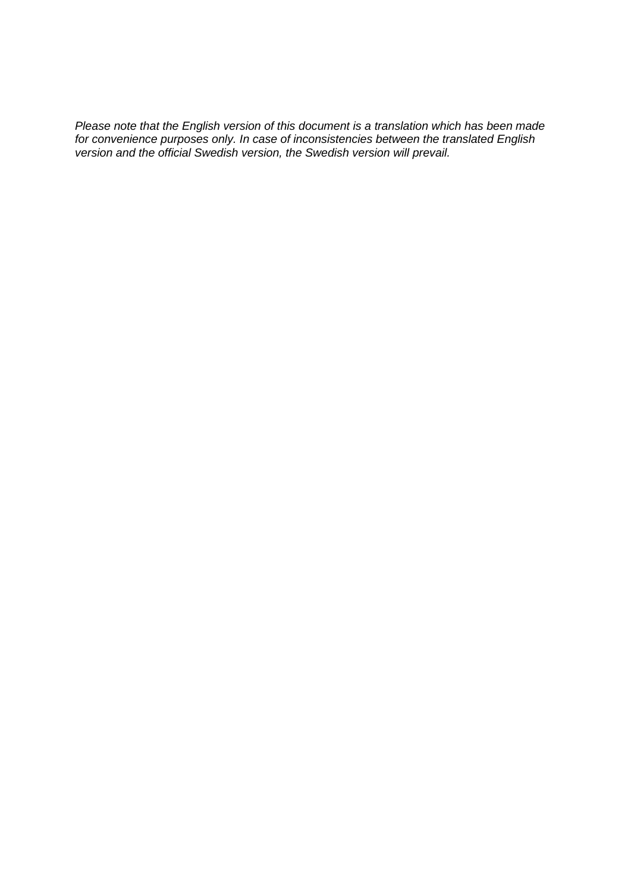*Please note that the English version of this document is a translation which has been made for convenience purposes only. In case of inconsistencies between the translated English version and the official Swedish version, the Swedish version will prevail.*